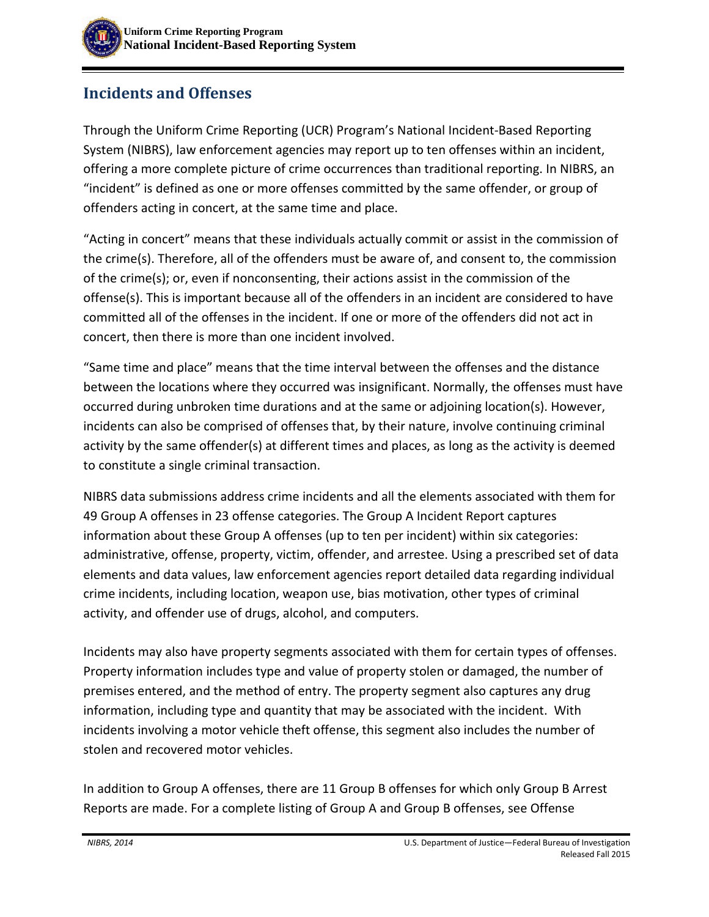## Incidents and Offenses

Through the Uniform Crime Reporting (UCR) Program's National Incident-Based Reporting System (NIBRS), law enforcement agencies may report up to ten offenses within an incident, offering a more complete picture of crime occurrences than traditional reporting. In NIBRS, an "incident" is defined as one or more offenses committed by the same offender, or group of offenders acting in concert, at the same time and place.

"Acting in concert" means that these individuals actually commit or assist in the commission of the crime(s). Therefore, all of the offenders must be aware of, and consent to, the commission of the crime(s); or, even if nonconsenting, their actions assist in the commission of the offense(s). This is important because all of the offenders in an incident are considered to have committed all of the offenses in the incident. If one or more of the offenders did not act in concert, then there is more than one incident involved.

"Same time and place" means that the time interval between the offenses and the distance between the locations where they occurred was insignificant. Normally, the offenses must have occurred during unbroken time durations and at the same or adjoining location(s). However, incidents can also be comprised of offenses that, by their nature, involve continuing criminal activity by the same offender(s) at different times and places, as long as the activity is deemed to constitute a single criminal transaction.

NIBRS data submissions address crime incidents and all the elements associated with them for 49 Group A offenses in 23 offense categories. The Group A Incident Report captures information about these Group A offenses (up to ten per incident) within six categories: administrative, offense, property, victim, offender, and arrestee. Using a prescribed set of data elements and data values, law enforcement agencies report detailed data regarding individual crime incidents, including location, weapon use, bias motivation, other types of criminal activity, and offender use of drugs, alcohol, and computers.

Incidents may also have property segments associated with them for certain types of offenses. Property information includes type and value of property stolen or damaged, the number of premises entered, and the method of entry. The property segment also captures any drug information, including type and quantity that may be associated with the incident. With incidents involving a motor vehicle theft offense, this segment also includes the number of stolen and recovered motor vehicles.

In addition to Group A offenses, there are 11 Group B offenses for which only Group B Arrest Reports are made. For a complete listing of Group A and Group B offenses, see Offense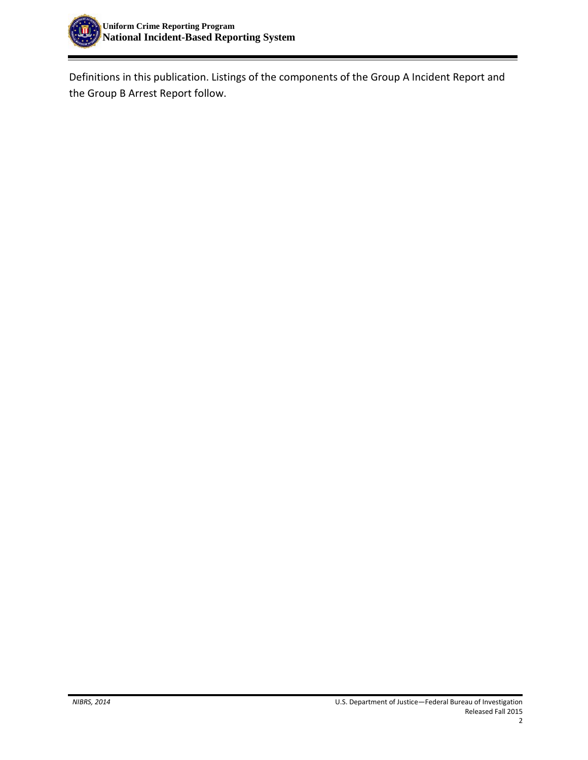Definitions in this publication. Listings of the components of the Group A Incident Report and the Group B Arrest Report follow.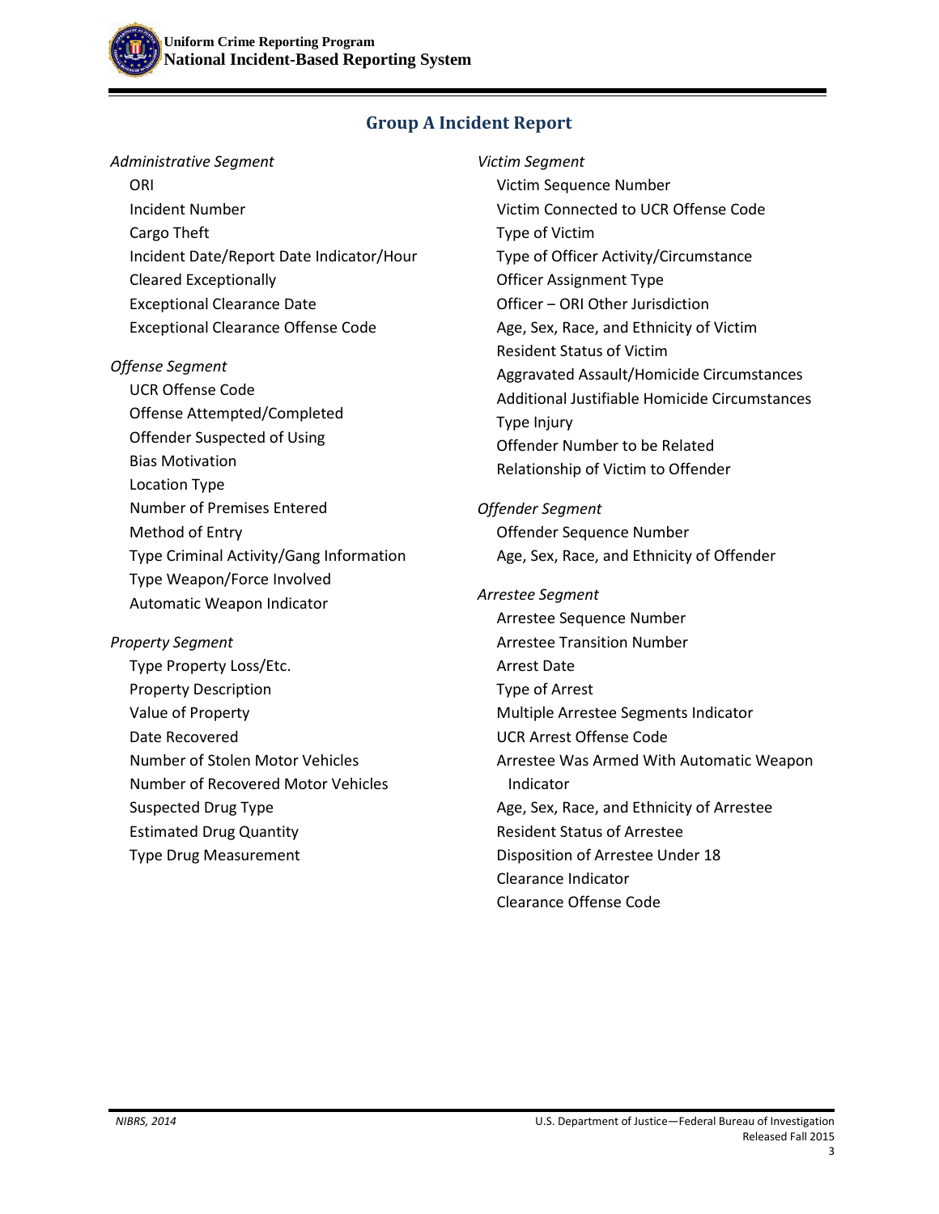## Group A Incident Report

*Administrative Segment*

- ORI
- Incident Number
- Cargo Theft
- Incident Date/Report Date Indicator/Hour
- Cleared Exceptionally
- Exceptional Clearance Date
- Exceptional Clearance Offense Code

*Offense Segment*

- UCR Offense Code
- Offense Attempted/Completed
- Offender Suspected of Using
- Bias Motivation
- Location Type
- Number of Premises Entered
- Method of Entry
- Type Criminal Activity/Gang Information
- Type Weapon/Force Involved
- Automatic Weapon Indicator

*Property Segment*

- Type Property Loss/Etc.
- Property Description
- Value of Property
- Date Recovered
- Number of Stolen Motor Vehicles
- Number of Recovered Motor Vehicles
- Suspected Drug Type
- Estimated Drug Quantity
- Type Drug Measurement

*Victim Segment*

- Victim Sequence Number
- Victim Connected to UCR Offense Code
- Type of Victim
- Type of Officer Activity/Circumstance
- Officer Assignment Type
- Officer – ORI Other Jurisdiction
- Age, Sex, Race, and Ethnicity of Victim
- Resident Status of Victim
- Aggravated Assault/Homicide Circumstances
- Additional Justifiable Homicide Circumstances
- Type Injury
- Offender Number to be Related
- Relationship of Victim to Offender

*Offender Segment*

- Offender Sequence Number
- Age, Sex, Race, and Ethnicity of Offender

*Arrestee Segment*

- Arrestee Sequence Number
- Arrestee Transition Number
- Arrest Date
- Type of Arrest
- Multiple Arrestee Segments Indicator
- UCR Arrest Offense Code
- Arrestee Was Armed With Automatic Weapon Indicator
- Age, Sex, Race, and Ethnicity of Arrestee
- Resident Status of Arrestee
- Disposition of Arrestee Under 18
- Clearance Indicator
- Clearance Offense Code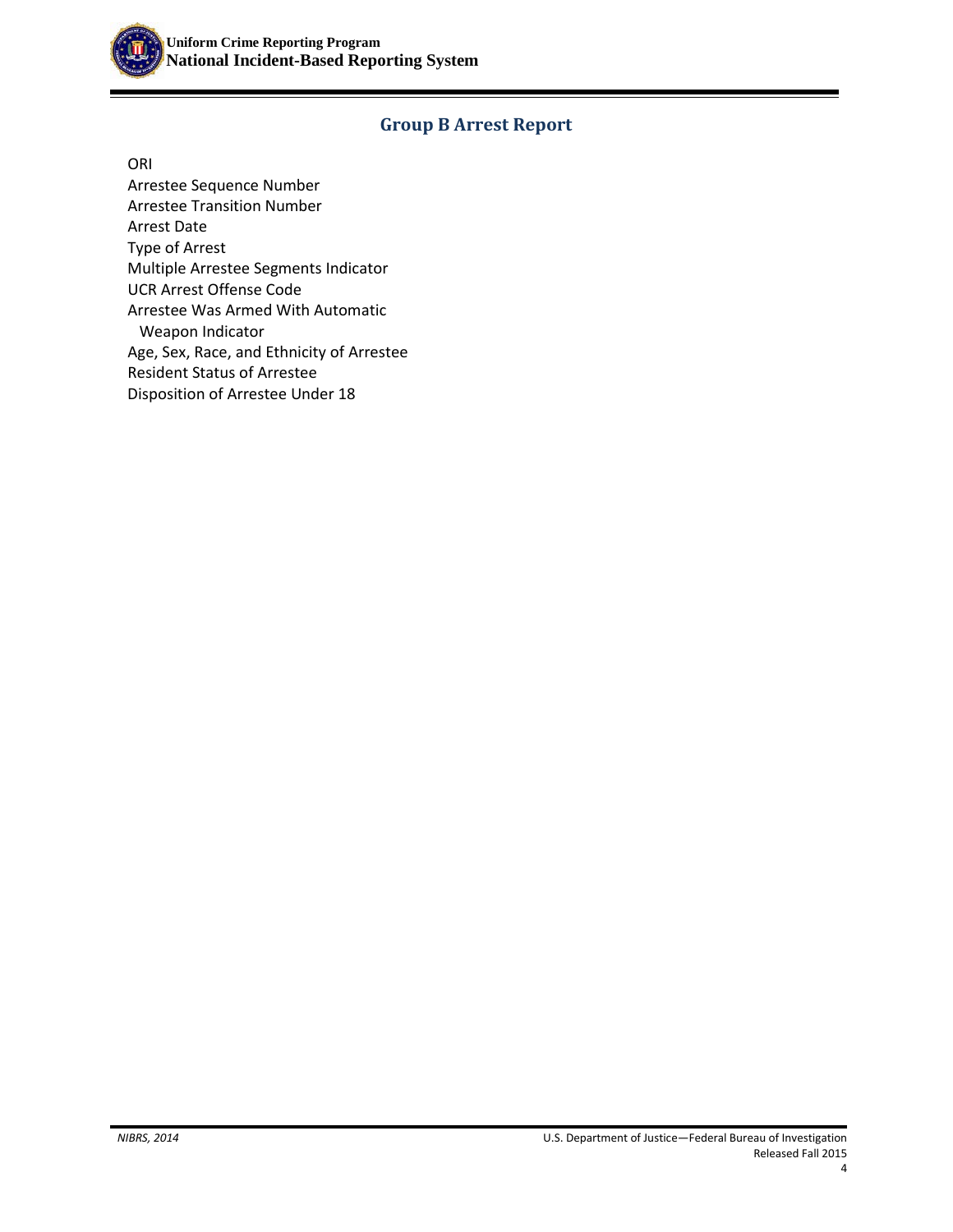## Group B Arrest Report

ORI
Arrestee Sequence Number
Arrestee Transition Number
Arrest Date
Type of Arrest
Multiple Arrestee Segments Indicator
UCR Arrest Offense Code
Arrestee Was Armed With Automatic Weapon Indicator
Age, Sex, Race, and Ethnicity of Arrestee
Resident Status of Arrestee
Disposition of Arrestee Under 18